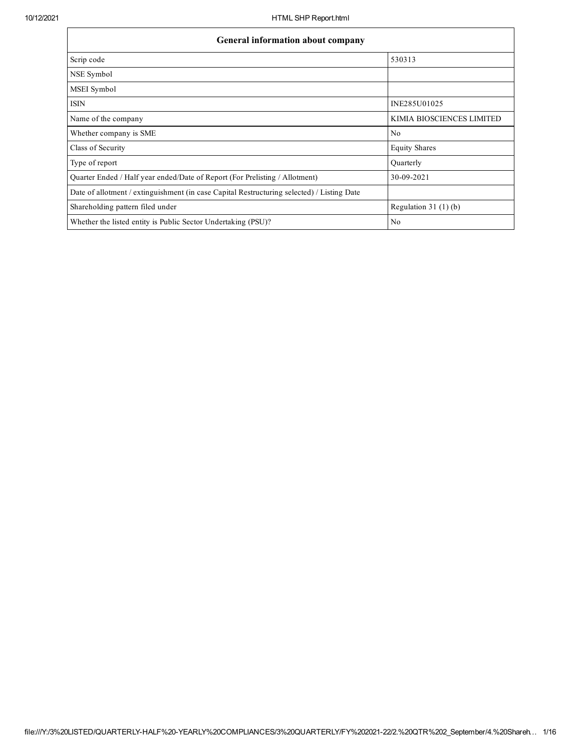| General information about company | |
|---|---|
| Scrip code | 530313 |
| NSE Symbol | |
| MSEI Symbol | |
| ISIN | INE285U01025 |
| Name of the company | KIMIA BIOSCIENCES LIMITED |
| Whether company is SME | No |
| Class of Security | Equity Shares |
| Type of report | Quarterly |
| Quarter Ended / Half year ended/Date of Report (For Prelisting / Allotment) | 30-09-2021 |
| Date of allotment / extinguishment (in case Capital Restructuring selected) / Listing Date | |
| Shareholding pattern filed under | Regulation 31 (1) (b) |
| Whether the listed entity is Public Sector Undertaking (PSU)? | No |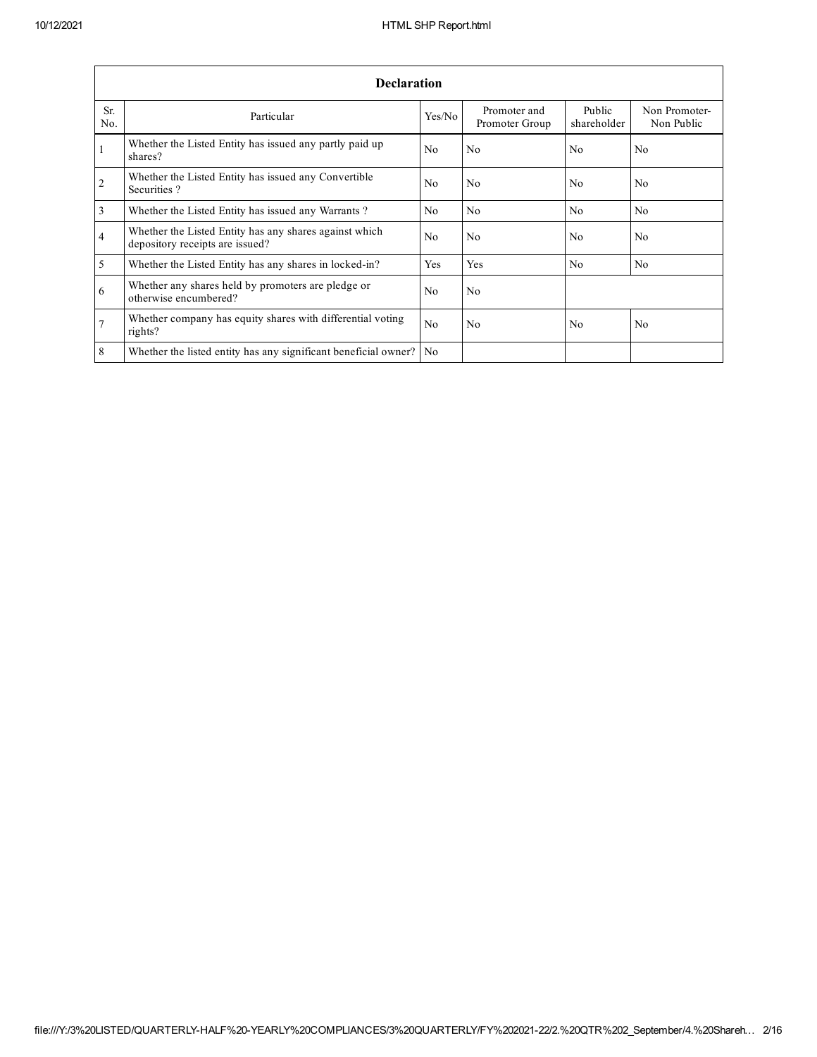| Declaration | | | | | |
|---|---|---|---|---|---|
| Sr. No. | Particular | Yes/No | Promoter and Promoter Group | Public shareholder | Non Promoter- Non Public |
| 1 | Whether the Listed Entity has issued any partly paid up shares? | No | No | No | No |
| 2 | Whether the Listed Entity has issued any Convertible Securities ? | No | No | No | No |
| 3 | Whether the Listed Entity has issued any Warrants ? | No | No | No | No |
| 4 | Whether the Listed Entity has any shares against which depository receipts are issued? | No | No | No | No |
| 5 | Whether the Listed Entity has any shares in locked-in? | Yes | Yes | No | No |
| 6 | Whether any shares held by promoters are pledge or otherwise encumbered? | No | No | | |
| 7 | Whether company has equity shares with differential voting rights? | No | No | No | No |
| 8 | Whether the listed entity has any significant beneficial owner? | No | | | |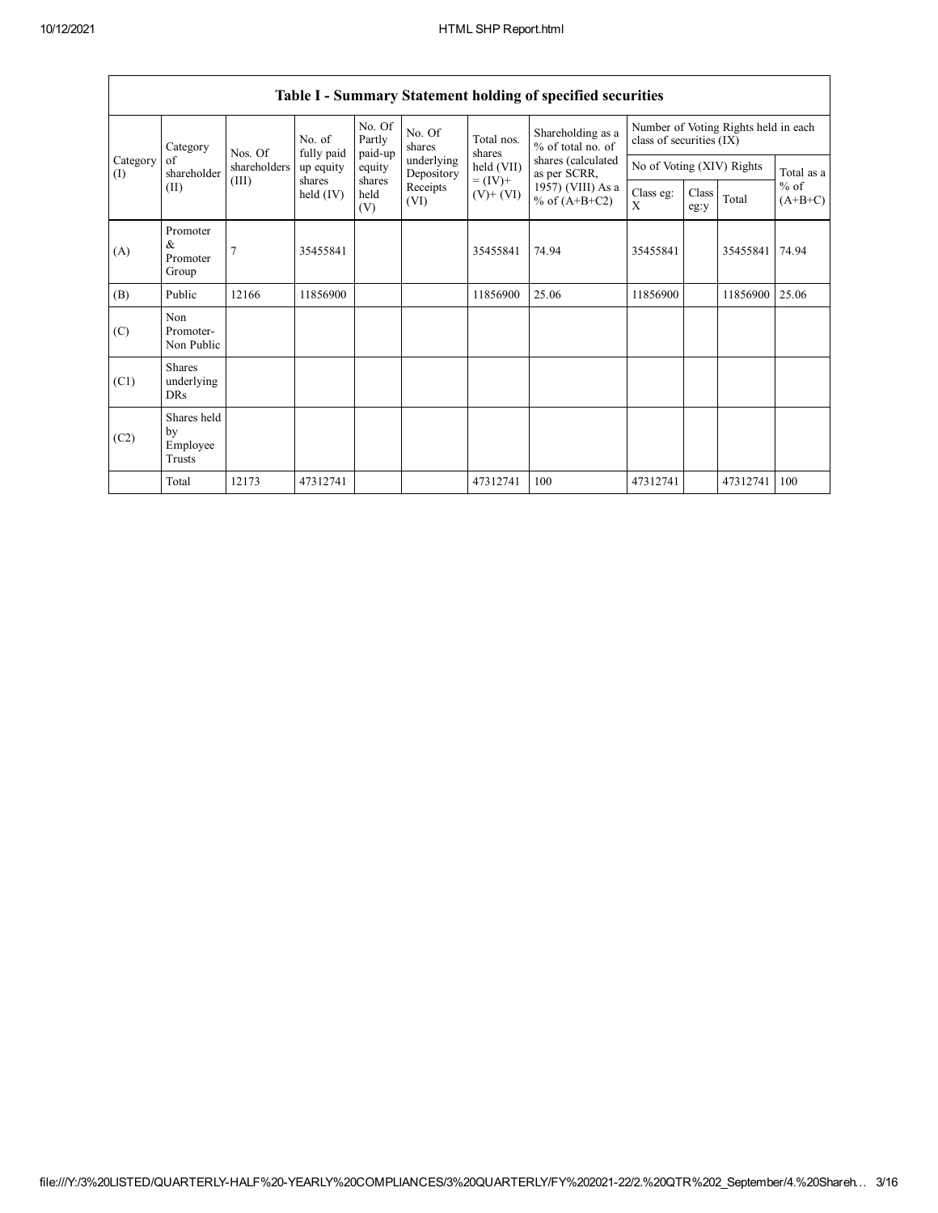## Table I - Summary Statement holding of specified securities

| Category (I) | Category of shareholder (II) | Nos. Of shareholders (III) | No. of fully paid up equity shares held (IV) | No. Of Partly paid-up equity shares held (V) | No. Of shares underlying Depository Receipts (VI) | Total nos. shares held (VII) = (IV)+ (V)+ (VI) | Shareholding as a % of total no. of shares (calculated as per SCRR, 1957) (VIII) As a % of (A+B+C2) | Number of Voting Rights held in each class of securities (IX) | | | |
|---|---|---|---|---|---|---|---|---|---|---|---|
| | | | | | | | | No of Voting (XIV) Rights | | | Total as a % of (A+B+C) |
| | | | | | | | | Class eg: X | Class eg:y | Total | |
| (A) | Promoter & Promoter Group | 7 | 35455841 | | | 35455841 | 74.94 | 35455841 | | 35455841 | 74.94 |
| (B) | Public | 12166 | 11856900 | | | 11856900 | 25.06 | 11856900 | | 11856900 | 25.06 |
| (C) | Non Promoter- Non Public | | | | | | | | | | |
| (C1) | Shares underlying DRs | | | | | | | | | | |
| (C2) | Shares held by Employee Trusts | | | | | | | | | | |
| | Total | 12173 | 47312741 | | | 47312741 | 100 | 47312741 | | 47312741 | 100 |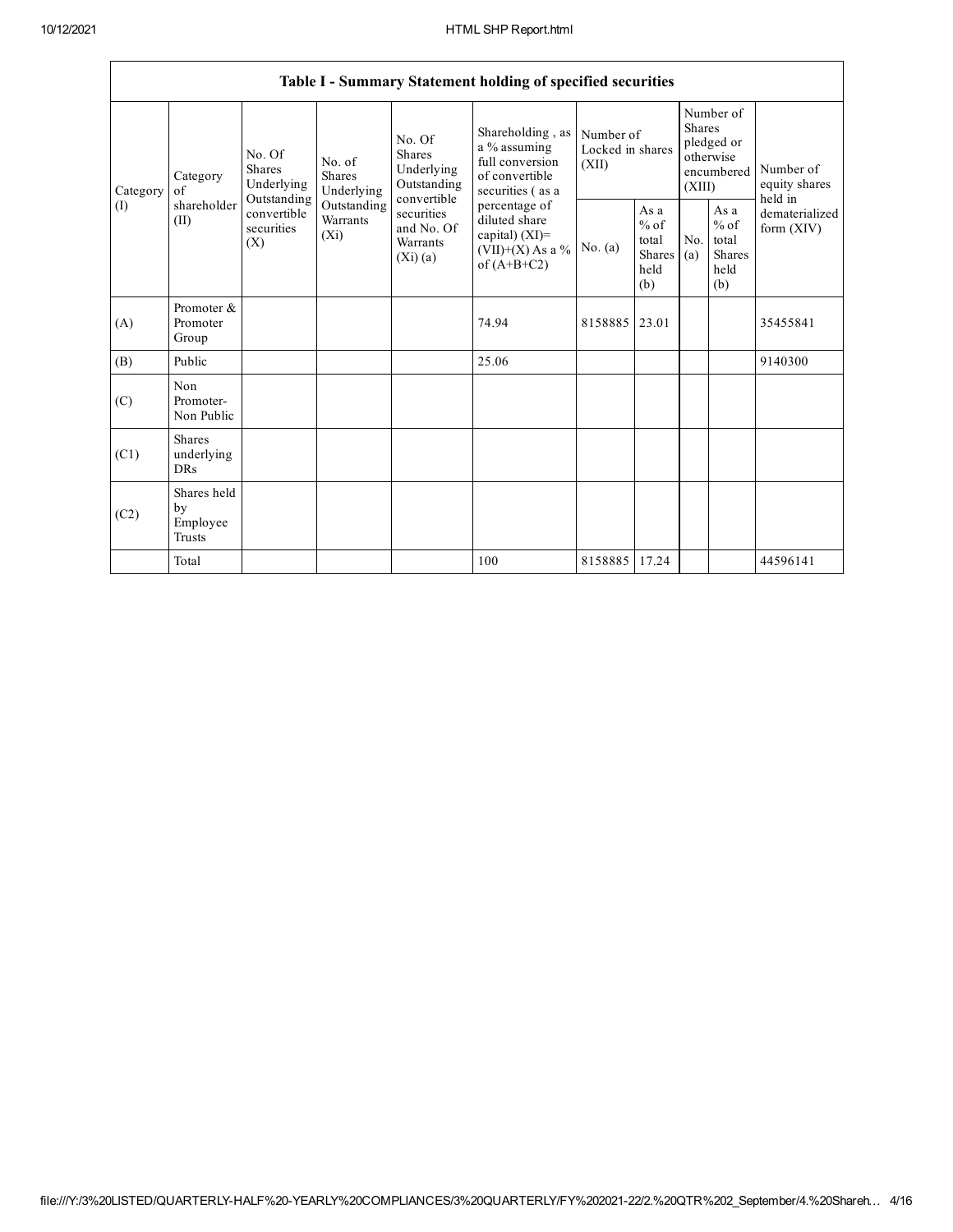| Table I - Summary Statement holding of specified securities | | | | | | | | | | | |
|---|---|---|---|---|---|---|---|---|---|---|---|
| Category (I) | Category of shareholder (II) | No. Of Shares Underlying Outstanding convertible securities (X) | No. of Shares Underlying Outstanding Warrants (Xi) | No. Of Shares Underlying Outstanding convertible securities and No. Of Warrants (Xi) (a) | Shareholding , as a % assuming full conversion of convertible securities ( as a percentage of diluted share capital) (XI)= (VII)+(X) As a % of (A+B+C2) | Number of Locked in shares (XII) | | Number of Shares pledged or otherwise encumbered (XIII) | | Number of equity shares held in dematerialized form (XIV) |
| | | | | | | No. (a) | As a % of total Shares held (b) | No. (a) | As a % of total Shares held (b) | |
| (A) | Promoter & Promoter Group | | | | 74.94 | 8158885 | 23.01 | | | 35455841 |
| (B) | Public | | | | 25.06 | | | | | 9140300 |
| (C) | Non Promoter- Non Public | | | | | | | | | |
| (C1) | Shares underlying DRs | | | | | | | | | |
| (C2) | Shares held by Employee Trusts | | | | | | | | | |
| | Total | | | | 100 | 8158885 | 17.24 | | | 44596141 |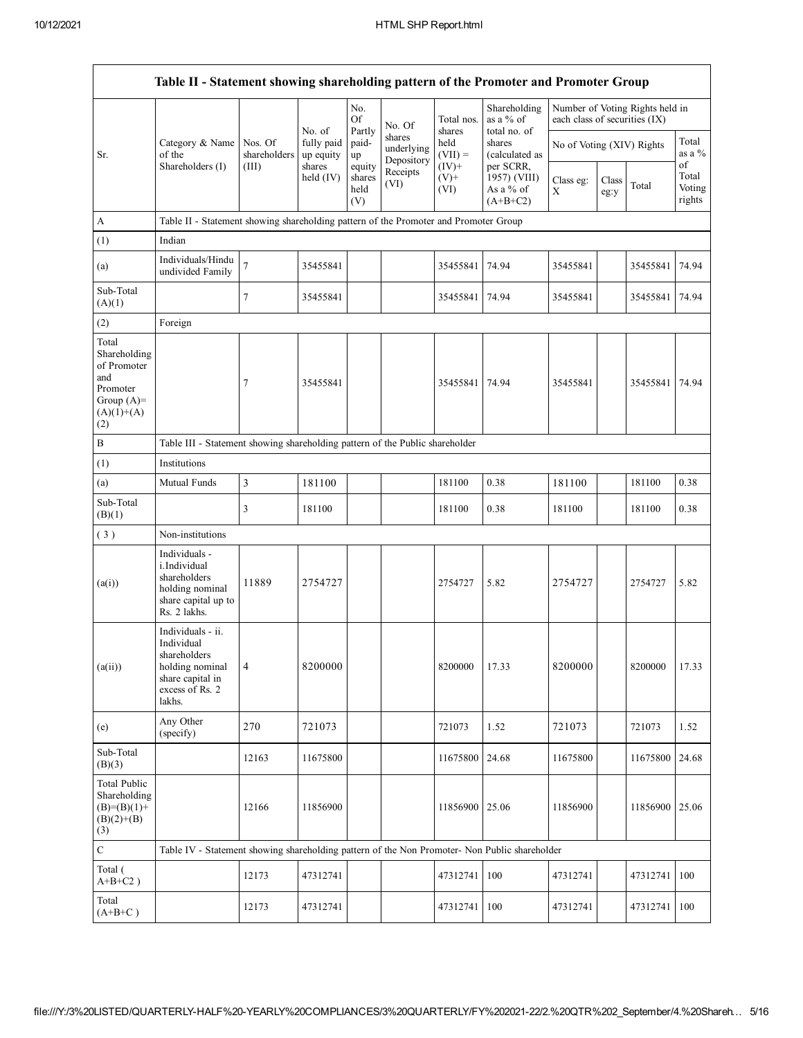| Table II - Statement showing shareholding pattern of the Promoter and Promoter Group | | | | | | | | | | | |
|---|---|---|---|---|---|---|---|---|---|---|---|
| Sr. | Category & Name of the Shareholders (I) | Nos. Of shareholders (III) | No. of fully paid up equity shares held (IV) | No. Of Partly paid-up equity shares held (V) | No. Of shares underlying Depository Receipts (VI) | Total nos. shares held (VII) = (IV)+ (V)+ (VI) | Shareholding as a % of total no. of shares (calculated as per SCRR, 1957) (VIII) As a % of (A+B+C2) | Number of Voting Rights held in each class of securities (IX) | | | |
| | | | | | | | | No of Voting (XIV) Rights | | | Total as a % of Total Voting rights |
| | | | | | | | | Class eg: X | Class eg:y | Total | |
| A | Table II - Statement showing shareholding pattern of the Promoter and Promoter Group | | | | | | | | | | |
| (1) | Indian | | | | | | | | | | |
| (a) | Individuals/Hindu undivided Family | 7 | 35455841 | | | 35455841 | 74.94 | 35455841 | | 35455841 | 74.94 |
| Sub-Total (A)(1) | | 7 | 35455841 | | | 35455841 | 74.94 | 35455841 | | 35455841 | 74.94 |
| (2) | Foreign | | | | | | | | | | |
| Total Shareholding of Promoter and Promoter Group (A)=(A)(1)+(A)(2) | | 7 | 35455841 | | | 35455841 | 74.94 | 35455841 | | 35455841 | 74.94 |
| B | Table III - Statement showing shareholding pattern of the Public shareholder | | | | | | | | | | |
| (1) | Institutions | | | | | | | | | | |
| (a) | Mutual Funds | 3 | 181100 | | | 181100 | 0.38 | 181100 | | 181100 | 0.38 |
| Sub-Total (B)(1) | | 3 | 181100 | | | 181100 | 0.38 | 181100 | | 181100 | 0.38 |
| ( 3 ) | Non-institutions | | | | | | | | | | |
| (a(i)) | Individuals - i.Individual shareholders holding nominal share capital up to Rs. 2 lakhs. | 11889 | 2754727 | | | 2754727 | 5.82 | 2754727 | | 2754727 | 5.82 |
| (a(ii)) | Individuals - ii. Individual shareholders holding nominal share capital in excess of Rs. 2 lakhs. | 4 | 8200000 | | | 8200000 | 17.33 | 8200000 | | 8200000 | 17.33 |
| (e) | Any Other (specify) | 270 | 721073 | | | 721073 | 1.52 | 721073 | | 721073 | 1.52 |
| Sub-Total (B)(3) | | 12163 | 11675800 | | | 11675800 | 24.68 | 11675800 | | 11675800 | 24.68 |
| Total Public Shareholding (B)=(B)(1)+(B)(2)+(B)(3) | | 12166 | 11856900 | | | 11856900 | 25.06 | 11856900 | | 11856900 | 25.06 |
| C | Table IV - Statement showing shareholding pattern of the Non Promoter- Non Public shareholder | | | | | | | | | | |
| Total ( A+B+C2 ) | | 12173 | 47312741 | | | 47312741 | 100 | 47312741 | | 47312741 | 100 |
| Total (A+B+C ) | | 12173 | 47312741 | | | 47312741 | 100 | 47312741 | | 47312741 | 100 |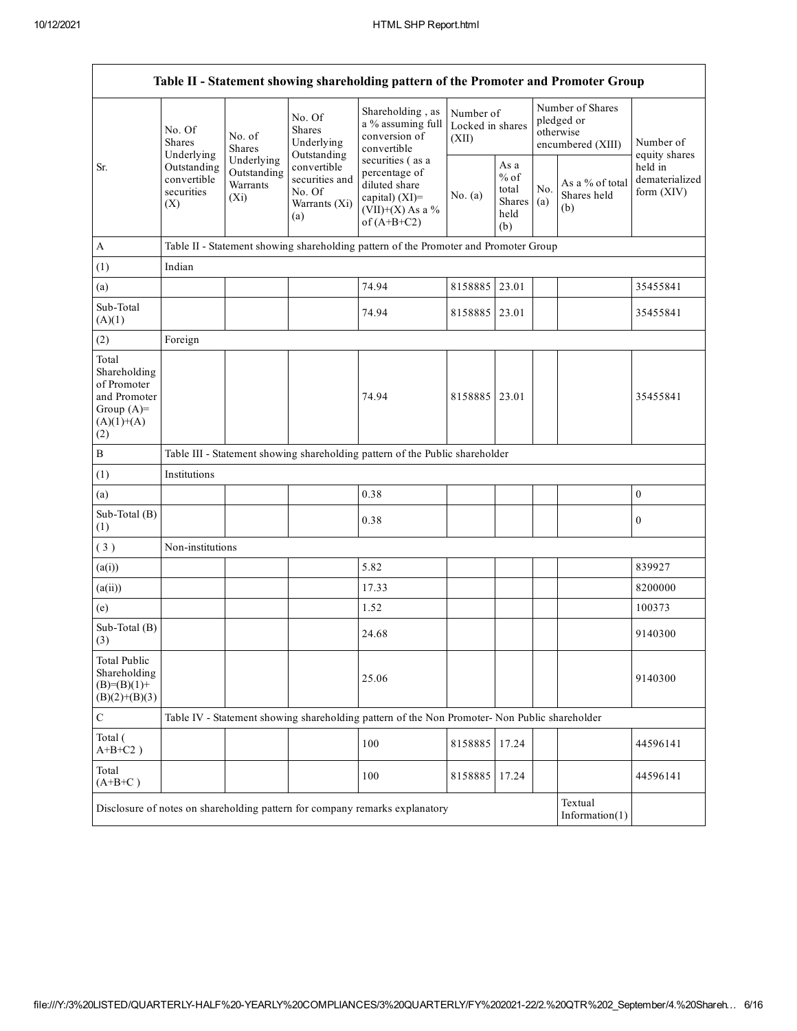| Table II - Statement showing shareholding pattern of the Promoter and Promoter Group | | | | | | | | | |
|---|---|---|---|---|---|---|---|---|---|
| Sr. | No. Of Shares Underlying Outstanding convertible securities (X) | No. of Shares Underlying Outstanding Warrants (Xi) | No. Of Shares Underlying Outstanding convertible securities and No. Of Warrants (Xi) (a) | Shareholding , as a % assuming full conversion of convertible securities ( as a percentage of diluted share capital) (XI)= (VII)+(X) As a % of (A+B+C2) | Number of Locked in shares (XII) | | Number of Shares pledged or otherwise encumbered (XIII) | | Number of equity shares held in dematerialized form (XIV) |
| | | | | | No. (a) | As a % of total Shares held (b) | No. (a) | As a % of total Shares held (b) | |
| A | Table II - Statement showing shareholding pattern of the Promoter and Promoter Group | | | | | | | | |
| (1) | Indian | | | | | | | | |
| (a) | | | | 74.94 | 8158885 | 23.01 | | | 35455841 |
| Sub-Total (A)(1) | | | | 74.94 | 8158885 | 23.01 | | | 35455841 |
| (2) | Foreign | | | | | | | | |
| Total Shareholding of Promoter and Promoter Group (A)=(A)(1)+(A)(2) | | | | 74.94 | 8158885 | 23.01 | | | 35455841 |
| B | Table III - Statement showing shareholding pattern of the Public shareholder | | | | | | | | |
| (1) | Institutions | | | | | | | | |
| (a) | | | | 0.38 | | | | | 0 |
| Sub-Total (B)(1) | | | | 0.38 | | | | | 0 |
| ( 3 ) | Non-institutions | | | | | | | | |
| (a(i)) | | | | 5.82 | | | | | 839927 |
| (a(ii)) | | | | 17.33 | | | | | 8200000 |
| (e) | | | | 1.52 | | | | | 100373 |
| Sub-Total (B)(3) | | | | 24.68 | | | | | 9140300 |
| Total Public Shareholding (B)=(B)(1)+(B)(2)+(B)(3) | | | | 25.06 | | | | | 9140300 |
| C | Table IV - Statement showing shareholding pattern of the Non Promoter- Non Public shareholder | | | | | | | | |
| Total ( A+B+C2 ) | | | | 100 | 8158885 | 17.24 | | | 44596141 |
| Total (A+B+C ) | | | | 100 | 8158885 | 17.24 | | | 44596141 |
| Disclosure of notes on shareholding pattern for company remarks explanatory | | | | | | | | Textual Information(1) | |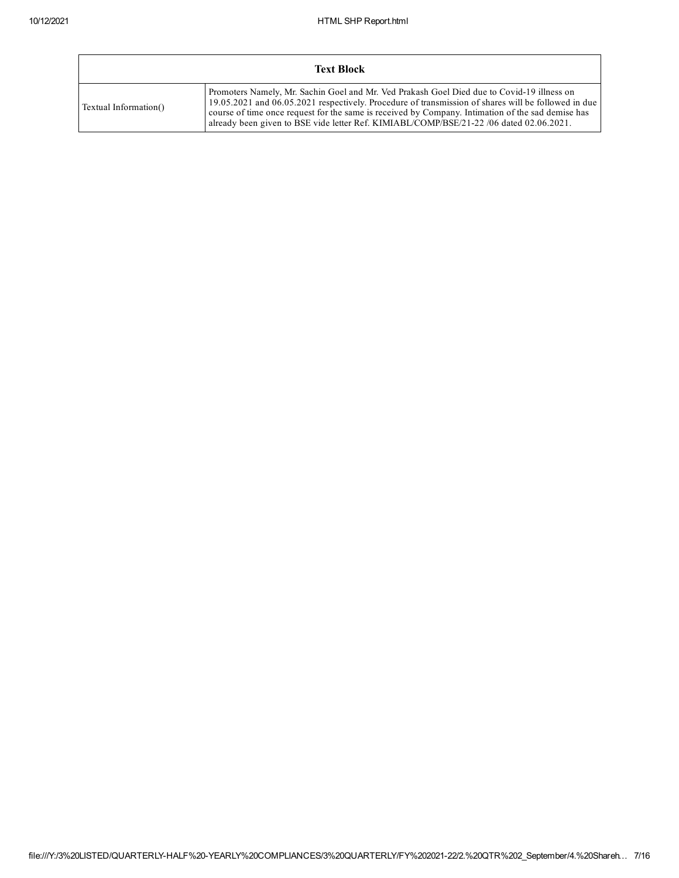| Text Block | |
|---|---|
| Textual Information() | Promoters Namely, Mr. Sachin Goel and Mr. Ved Prakash Goel Died due to Covid-19 illness on 19.05.2021 and 06.05.2021 respectively. Procedure of transmission of shares will be followed in due course of time once request for the same is received by Company. Intimation of the sad demise has already been given to BSE vide letter Ref. KIMIABL/COMP/BSE/21-22 /06 dated 02.06.2021. |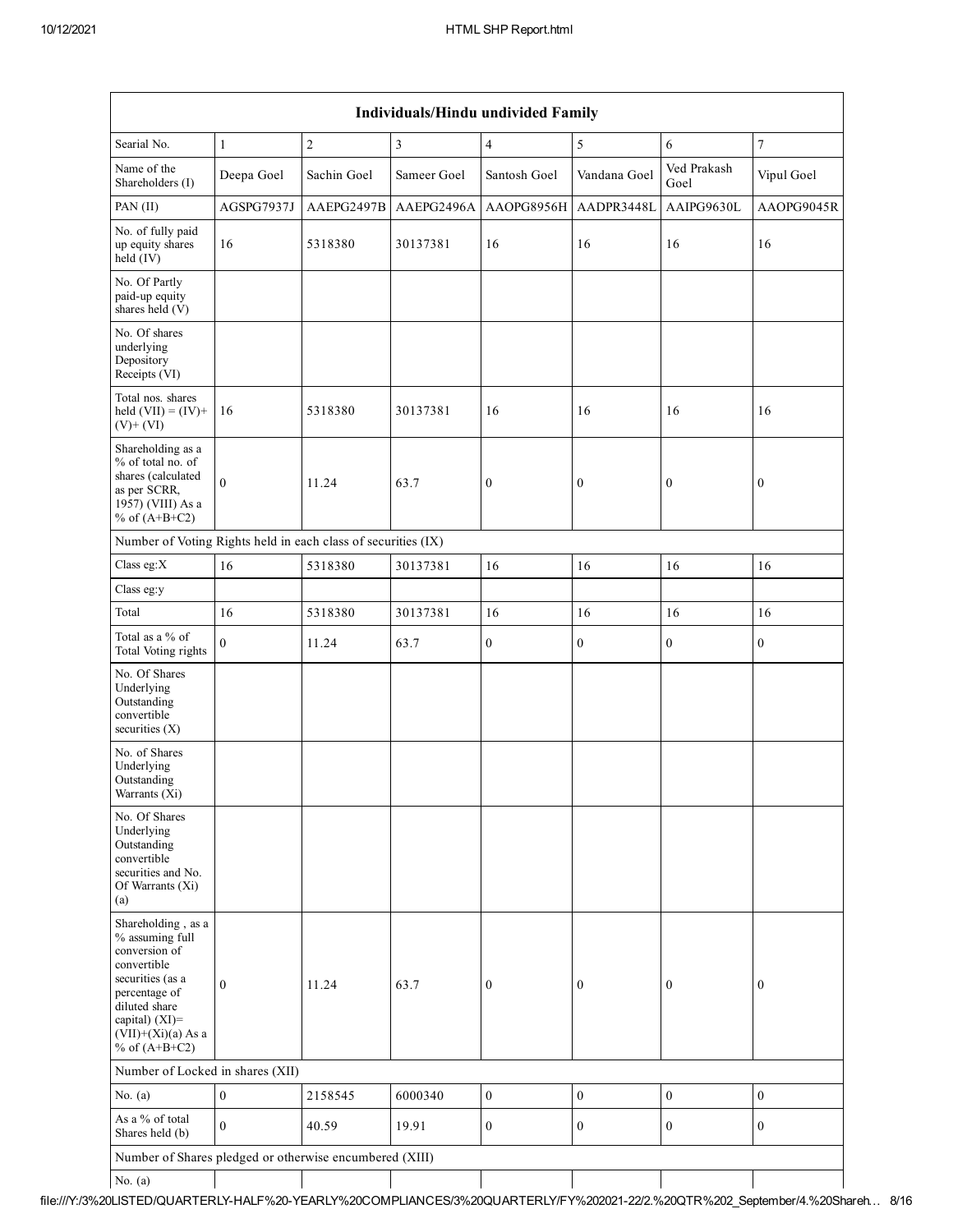| Individuals/Hindu undivided Family | | | | | | | |
|---|---|---|---|---|---|---|---|
| Searial No. | 1 | 2 | 3 | 4 | 5 | 6 | 7 |
| Name of the Shareholders (I) | Deepa Goel | Sachin Goel | Sameer Goel | Santosh Goel | Vandana Goel | Ved Prakash Goel | Vipul Goel |
| PAN (II) | AGSPG7937J | AAEPG2497B | AAEPG2496A | AAOPG8956H | AADPR3448L | AAIPG9630L | AAOPG9045R |
| No. of fully paid up equity shares held (IV) | 16 | 5318380 | 30137381 | 16 | 16 | 16 | 16 |
| No. Of Partly paid-up equity shares held (V) | | | | | | | |
| No. Of shares underlying Depository Receipts (VI) | | | | | | | |
| Total nos. shares held (VII) = (IV)+ (V)+ (VI) | 16 | 5318380 | 30137381 | 16 | 16 | 16 | 16 |
| Shareholding as a % of total no. of shares (calculated as per SCRR, 1957) (VIII) As a % of (A+B+C2) | 0 | 11.24 | 63.7 | 0 | 0 | 0 | 0 |
| Number of Voting Rights held in each class of securities (IX) | | | | | | | |
| Class eg:X | 16 | 5318380 | 30137381 | 16 | 16 | 16 | 16 |
| Class eg:y | | | | | | | |
| Total | 16 | 5318380 | 30137381 | 16 | 16 | 16 | 16 |
| Total as a % of Total Voting rights | 0 | 11.24 | 63.7 | 0 | 0 | 0 | 0 |
| No. Of Shares Underlying Outstanding convertible securities (X) | | | | | | | |
| No. of Shares Underlying Outstanding Warrants (Xi) | | | | | | | |
| No. Of Shares Underlying Outstanding convertible securities and No. Of Warrants (Xi) (a) | | | | | | | |
| Shareholding , as a % assuming full conversion of convertible securities (as a percentage of diluted share capital) (XI)= (VII)+(Xi)(a) As a % of (A+B+C2) | 0 | 11.24 | 63.7 | 0 | 0 | 0 | 0 |
| Number of Locked in shares (XII) | | | | | | | |
| No. (a) | 0 | 2158545 | 6000340 | 0 | 0 | 0 | 0 |
| As a % of total Shares held (b) | 0 | 40.59 | 19.91 | 0 | 0 | 0 | 0 |
| Number of Shares pledged or otherwise encumbered (XIII) | | | | | | | |
| No. (a) | | | | | | | |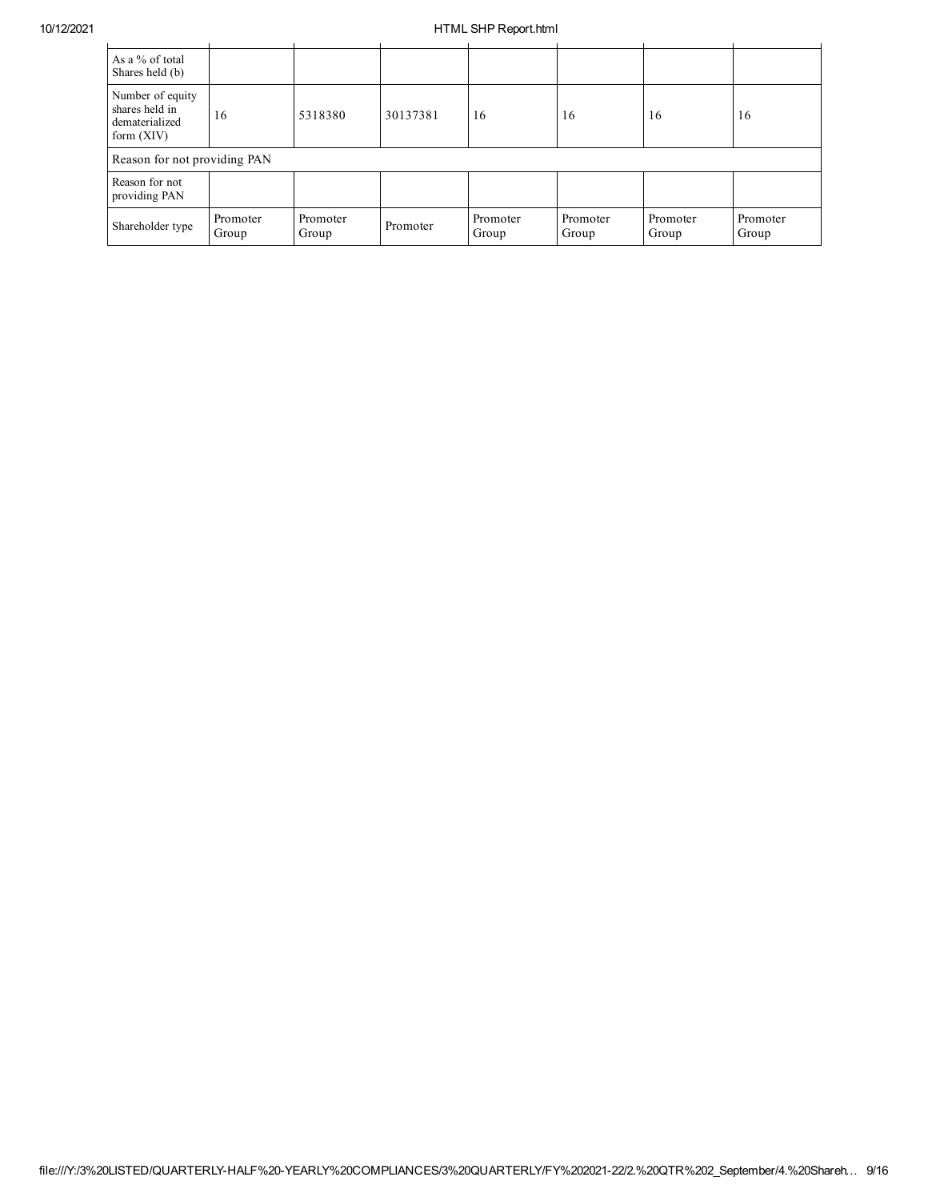| As a % of total Shares held (b) | | | | | | | |
|---|---|---|---|---|---|---|---|
| Number of equity shares held in dematerialized form (XIV) | 16 | 5318380 | 30137381 | 16 | 16 | 16 | 16 |
| Reason for not providing PAN | | | | | | | |
| Reason for not providing PAN | | | | | | | |
| Shareholder type | Promoter Group | Promoter Group | Promoter | Promoter Group | Promoter Group | Promoter Group | Promoter Group |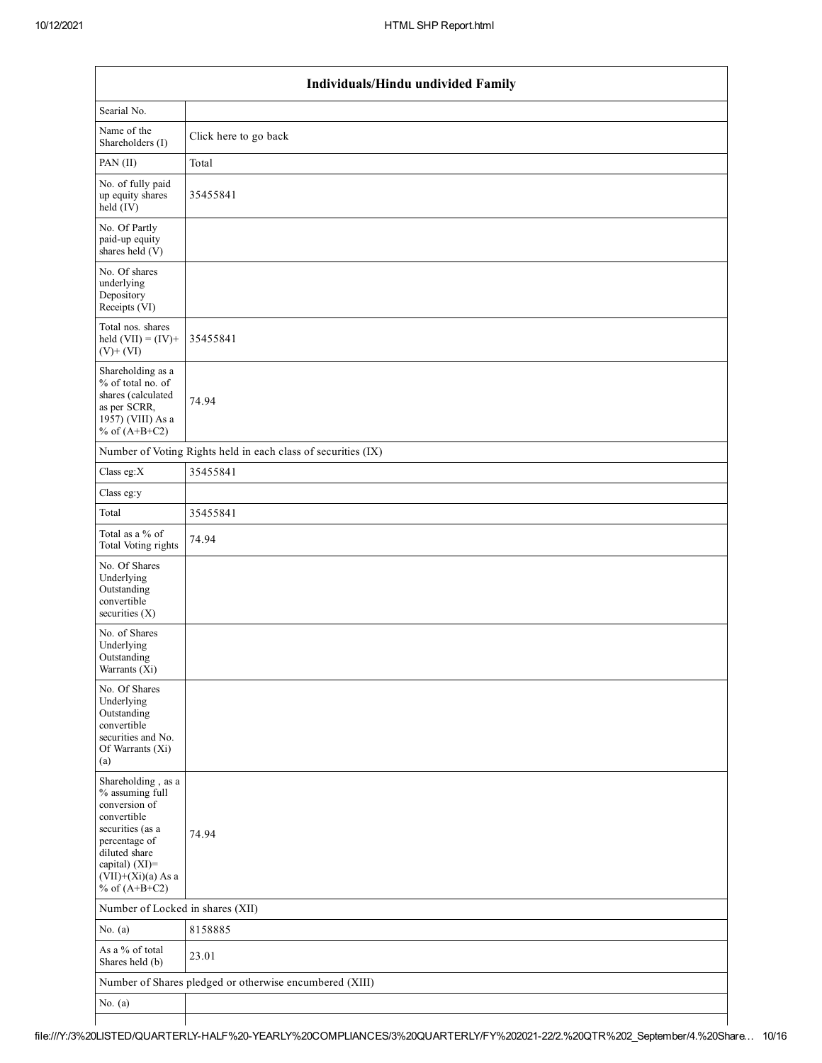| Individuals/Hindu undivided Family | |
|---|---|
| Searial No. | |
| Name of the Shareholders (I) | Click here to go back |
| PAN (II) | Total |
| No. of fully paid up equity shares held (IV) | 35455841 |
| No. Of Partly paid-up equity shares held (V) | |
| No. Of shares underlying Depository Receipts (VI) | |
| Total nos. shares held (VII) = (IV)+ (V)+ (VI) | 35455841 |
| Shareholding as a % of total no. of shares (calculated as per SCRR, 1957) (VIII) As a % of (A+B+C2) | 74.94 |
| Number of Voting Rights held in each class of securities (IX) | |
| Class eg:X | 35455841 |
| Class eg:y | |
| Total | 35455841 |
| Total as a % of Total Voting rights | 74.94 |
| No. Of Shares Underlying Outstanding convertible securities (X) | |
| No. of Shares Underlying Outstanding Warrants (Xi) | |
| No. Of Shares Underlying Outstanding convertible securities and No. Of Warrants (Xi) (a) | |
| Shareholding , as a % assuming full conversion of convertible securities (as a percentage of diluted share capital) (XI)= (VII)+(Xi)(a) As a % of (A+B+C2) | 74.94 |
| Number of Locked in shares (XII) | |
| No. (a) | 8158885 |
| As a % of total Shares held (b) | 23.01 |
| Number of Shares pledged or otherwise encumbered (XIII) | |
| No. (a) | |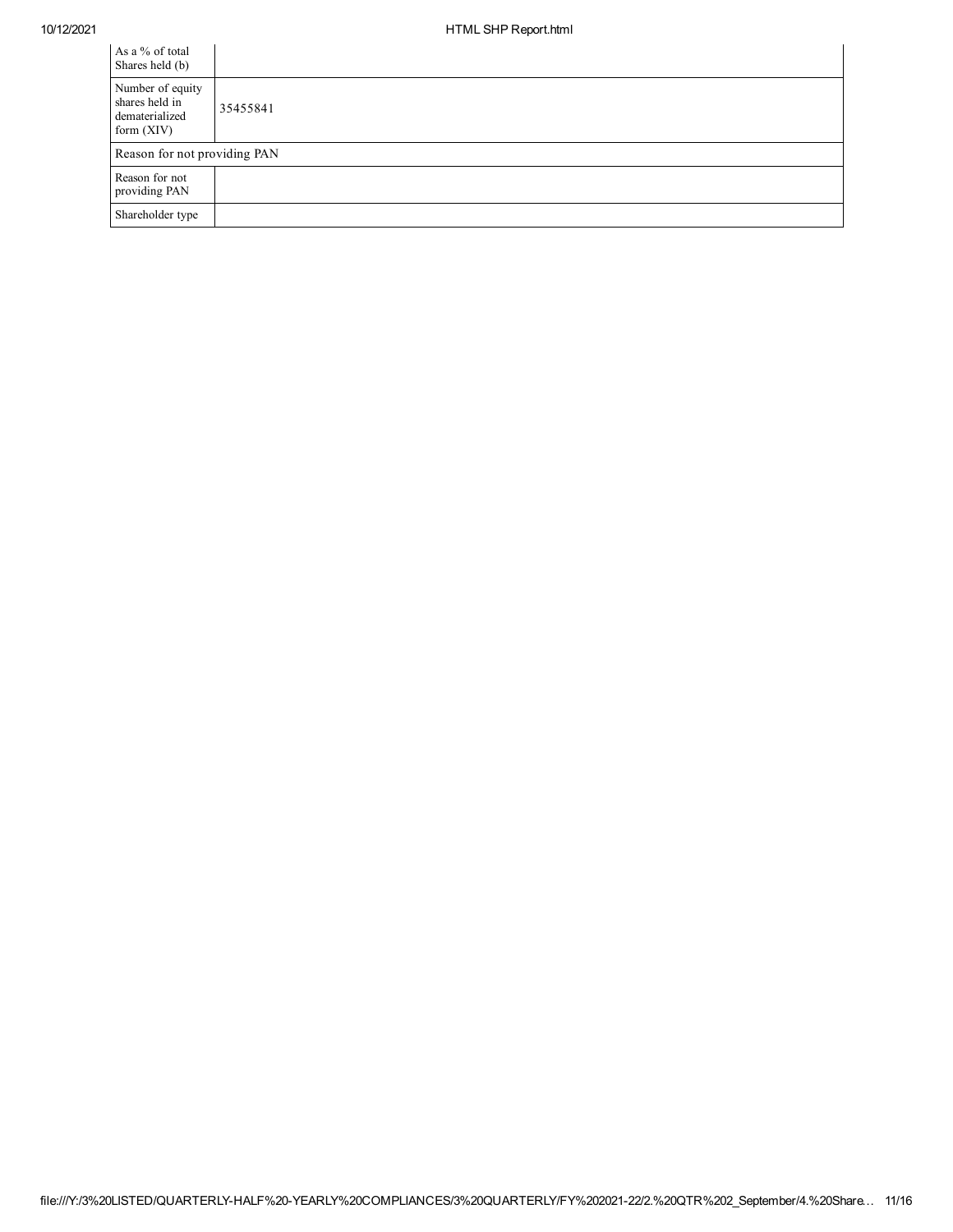| As a % of total Shares held (b) | |
|---|---|
| Number of equity shares held in dematerialized form (XIV) | 35455841 |
| Reason for not providing PAN | |
| Reason for not providing PAN | |
| Shareholder type | |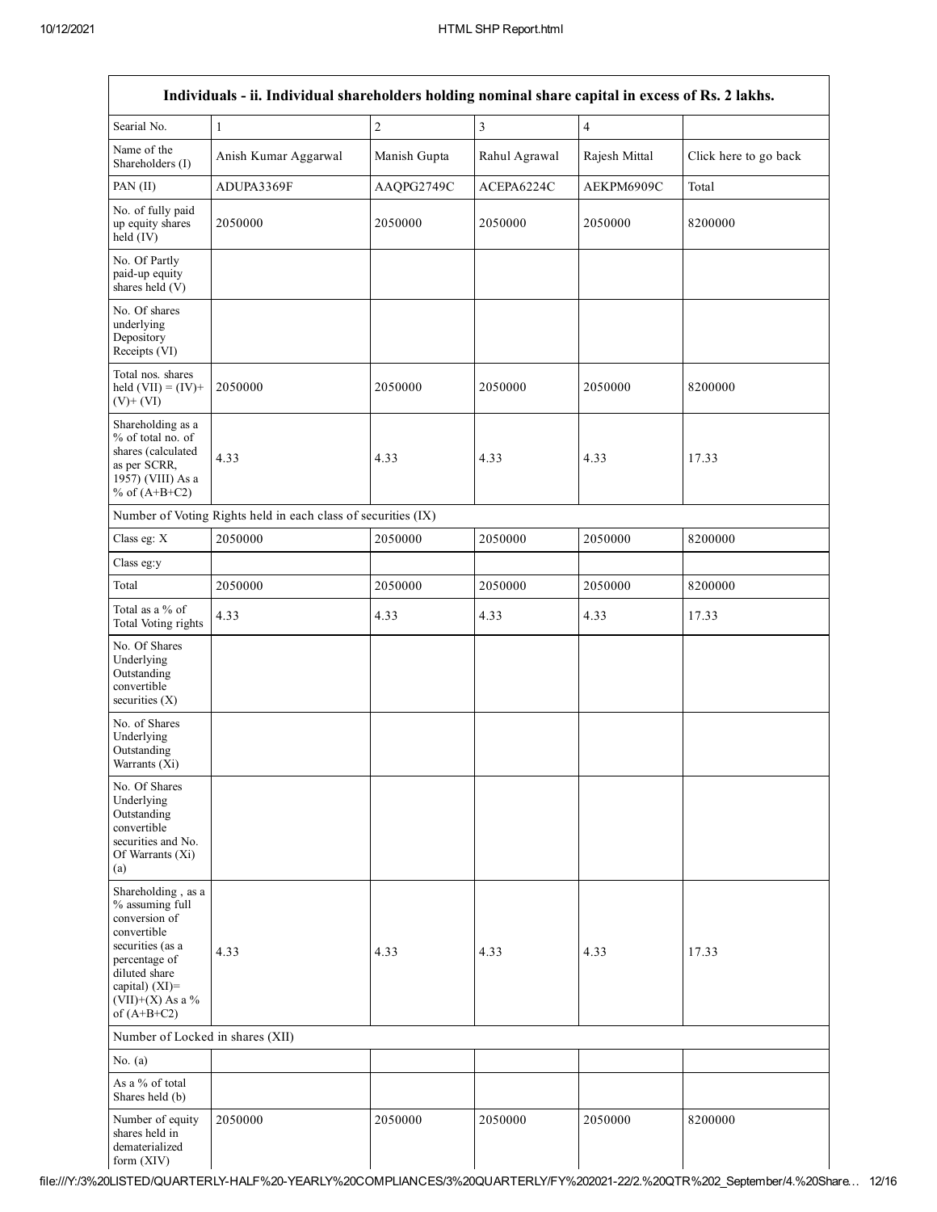| Individuals - ii. Individual shareholders holding nominal share capital in excess of Rs. 2 lakhs. | | | | | |
|---|---|---|---|---|---|
| Searial No. | 1 | 2 | 3 | 4 | |
| Name of the Shareholders (I) | Anish Kumar Aggarwal | Manish Gupta | Rahul Agrawal | Rajesh Mittal | Click here to go back |
| PAN (II) | ADUPA3369F | AAQPG2749C | ACEPA6224C | AEKPM6909C | Total |
| No. of fully paid up equity shares held (IV) | 2050000 | 2050000 | 2050000 | 2050000 | 8200000 |
| No. Of Partly paid-up equity shares held (V) | | | | | |
| No. Of shares underlying Depository Receipts (VI) | | | | | |
| Total nos. shares held (VII) = (IV)+ (V)+ (VI) | 2050000 | 2050000 | 2050000 | 2050000 | 8200000 |
| Shareholding as a % of total no. of shares (calculated as per SCRR, 1957) (VIII) As a % of (A+B+C2) | 4.33 | 4.33 | 4.33 | 4.33 | 17.33 |
| Number of Voting Rights held in each class of securities (IX) | | | | | |
| Class eg: X | 2050000 | 2050000 | 2050000 | 2050000 | 8200000 |
| Class eg:y | | | | | |
| Total | 2050000 | 2050000 | 2050000 | 2050000 | 8200000 |
| Total as a % of Total Voting rights | 4.33 | 4.33 | 4.33 | 4.33 | 17.33 |
| No. Of Shares Underlying Outstanding convertible securities (X) | | | | | |
| No. of Shares Underlying Outstanding Warrants (Xi) | | | | | |
| No. Of Shares Underlying Outstanding convertible securities and No. Of Warrants (Xi) (a) | | | | | |
| Shareholding , as a % assuming full conversion of convertible securities (as a percentage of diluted share capital) (XI)= (VII)+(X) As a % of (A+B+C2) | 4.33 | 4.33 | 4.33 | 4.33 | 17.33 |
| Number of Locked in shares (XII) | | | | | |
| No. (a) | | | | | |
| As a % of total Shares held (b) | | | | | |
| Number of equity shares held in dematerialized form (XIV) | 2050000 | 2050000 | 2050000 | 2050000 | 8200000 |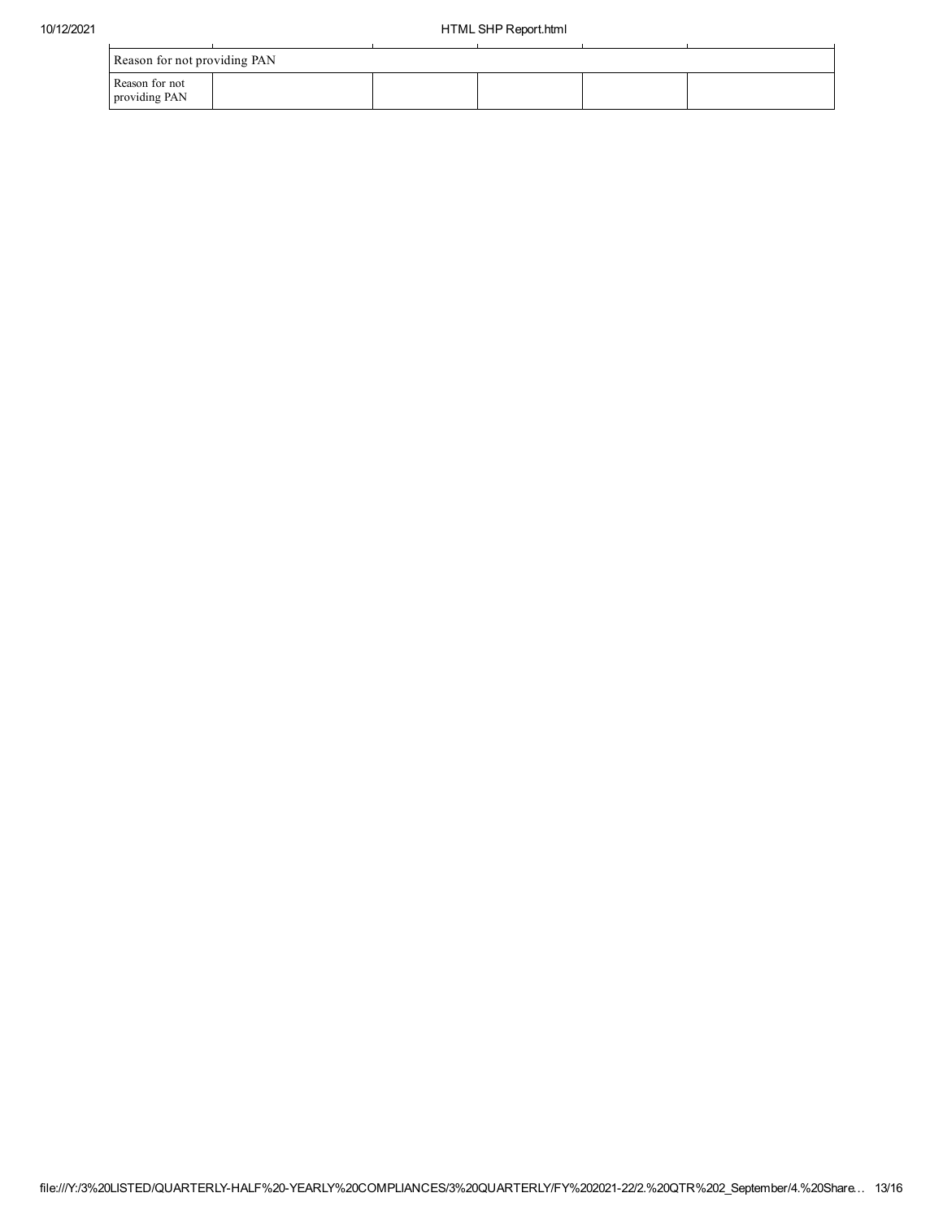| Reason for not providing PAN | | | | | |
|---|---|---|---|---|---|
| Reason for not providing PAN | | | | | |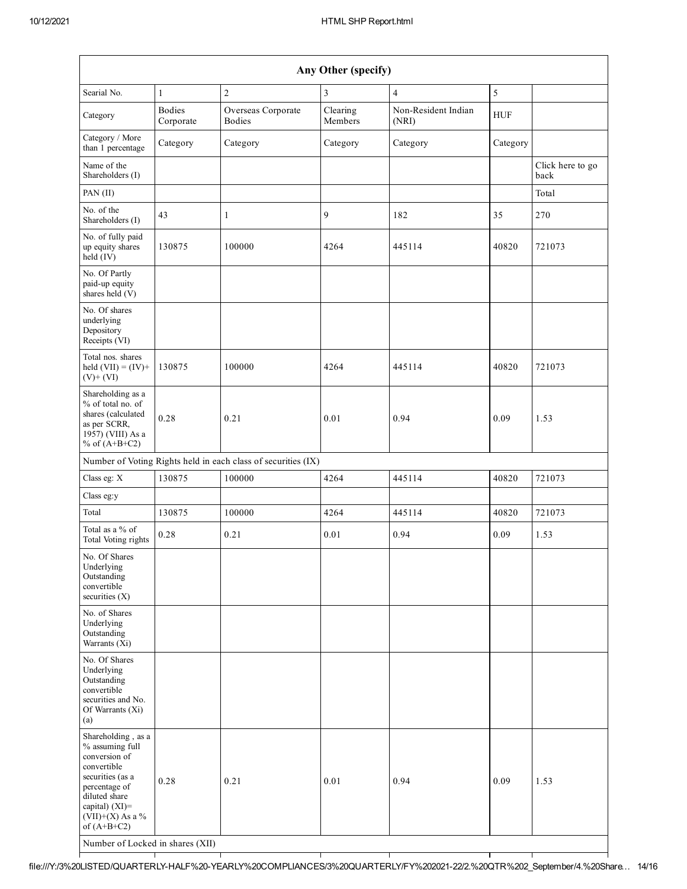| Any Other (specify) | | | | | | |
|---|---|---|---|---|---|---|
| Searial No. | 1 | 2 | 3 | 4 | 5 | |
| Category | Bodies Corporate | Overseas Corporate Bodies | Clearing Members | Non-Resident Indian (NRI) | HUF | |
| Category / More than 1 percentage | Category | Category | Category | Category | Category | |
| Name of the Shareholders (I) | | | | | | Click here to go back |
| PAN (II) | | | | | | Total |
| No. of the Shareholders (I) | 43 | 1 | 9 | 182 | 35 | 270 |
| No. of fully paid up equity shares held (IV) | 130875 | 100000 | 4264 | 445114 | 40820 | 721073 |
| No. Of Partly paid-up equity shares held (V) | | | | | | |
| No. Of shares underlying Depository Receipts (VI) | | | | | | |
| Total nos. shares held (VII) = (IV)+ (V)+ (VI) | 130875 | 100000 | 4264 | 445114 | 40820 | 721073 |
| Shareholding as a % of total no. of shares (calculated as per SCRR, 1957) (VIII) As a % of (A+B+C2) | 0.28 | 0.21 | 0.01 | 0.94 | 0.09 | 1.53 |
| Number of Voting Rights held in each class of securities (IX) | | | | | | |
| Class eg: X | 130875 | 100000 | 4264 | 445114 | 40820 | 721073 |
| Class eg:y | | | | | | |
| Total | 130875 | 100000 | 4264 | 445114 | 40820 | 721073 |
| Total as a % of Total Voting rights | 0.28 | 0.21 | 0.01 | 0.94 | 0.09 | 1.53 |
| No. Of Shares Underlying Outstanding convertible securities (X) | | | | | | |
| No. of Shares Underlying Outstanding Warrants (Xi) | | | | | | |
| No. Of Shares Underlying Outstanding convertible securities and No. Of Warrants (Xi) (a) | | | | | | |
| Shareholding , as a % assuming full conversion of convertible securities (as a percentage of diluted share capital) (XI)= (VII)+(X) As a % of (A+B+C2) | 0.28 | 0.21 | 0.01 | 0.94 | 0.09 | 1.53 |
| Number of Locked in shares (XII) | | | | | | |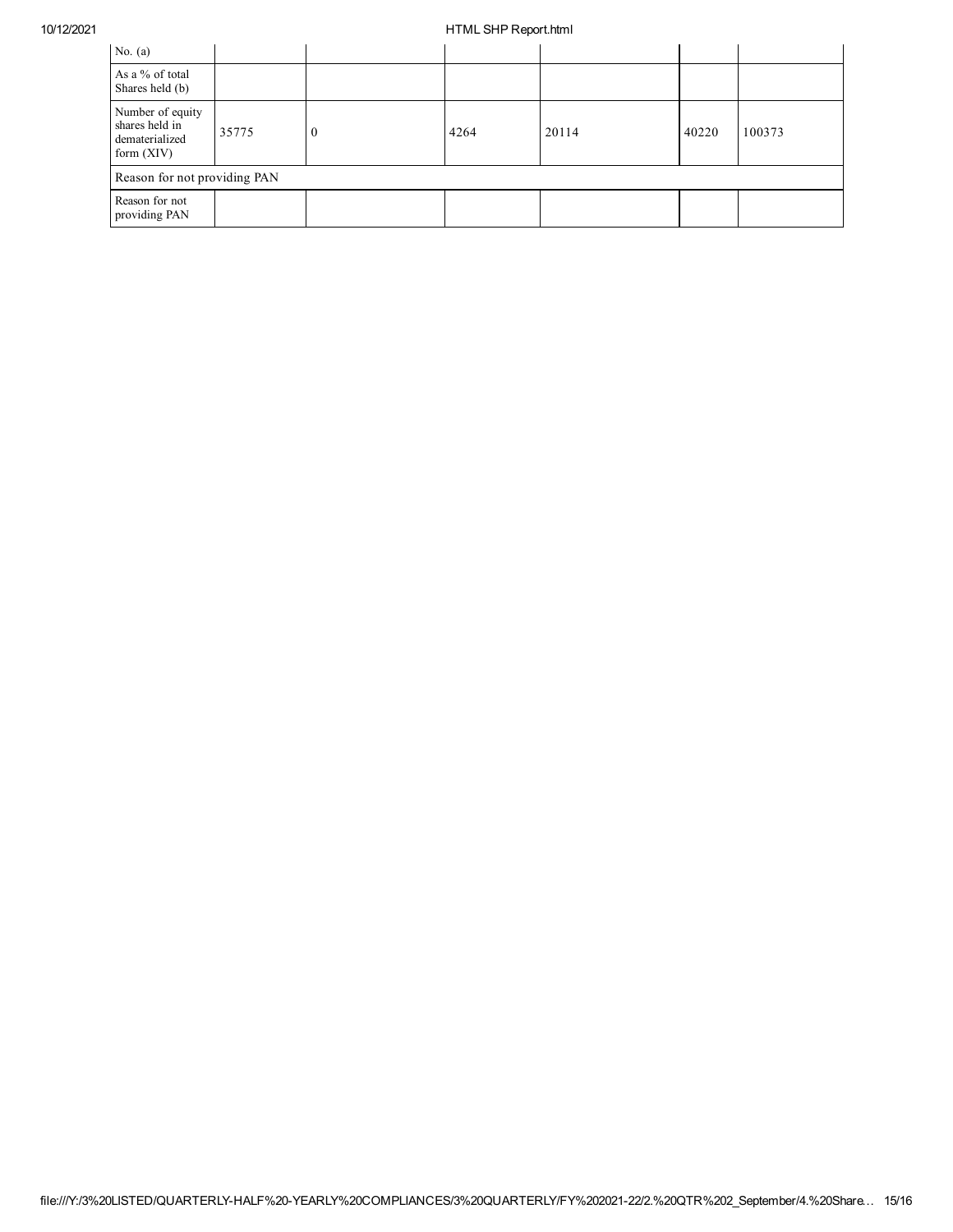| No. (a) | | | | | | |
|---|---|---|---|---|---|---|
| As a % of total Shares held (b) | | | | | | |
| Number of equity shares held in dematerialized form (XIV) | 35775 | 0 | 4264 | 20114 | 40220 | 100373 |
| Reason for not providing PAN | | | | | | |
| Reason for not providing PAN | | | | | | |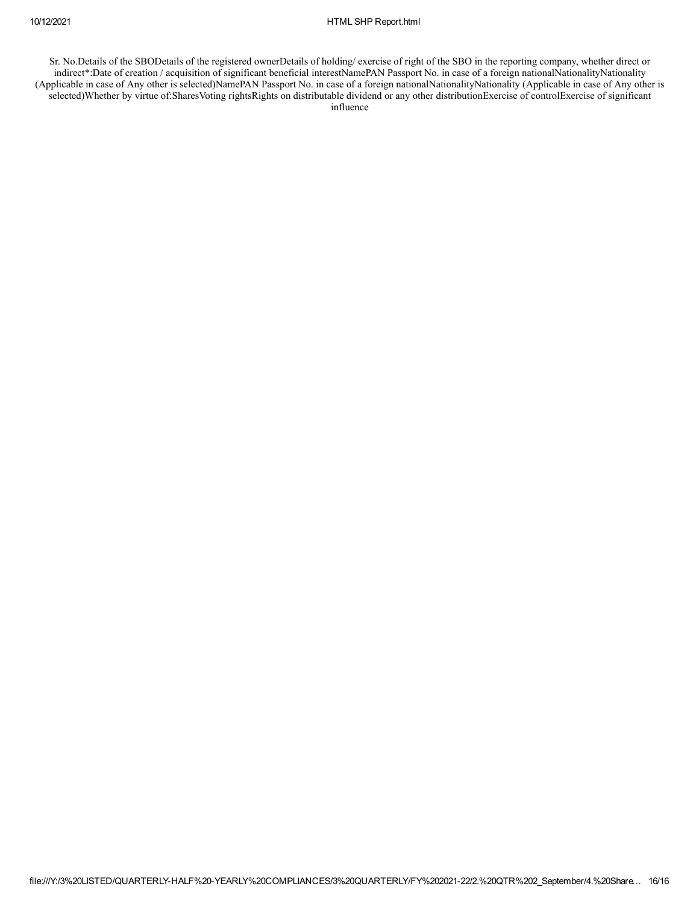Sr. No.Details of the SBODetails of the registered ownerDetails of holding/ exercise of right of the SBO in the reporting company, whether direct or indirect*:Date of creation / acquisition of significant beneficial interestNamePAN Passport No. in case of a foreign nationalNationalityNationality (Applicable in case of Any other is selected)NamePAN Passport No. in case of a foreign nationalNationalityNationality (Applicable in case of Any other is selected)Whether by virtue of:SharesVoting rightsRights on distributable dividend or any other distributionExercise of controlExercise of significant influence